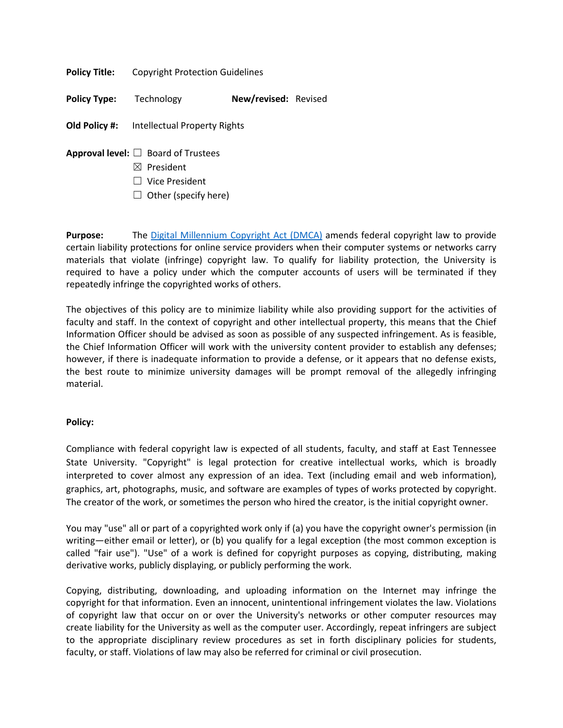**Policy Title:** Copyright Protection Guidelines

**Policy Type:** Technology **New/revised:** Revised

**Old Policy #:** Intellectual Property Rights

**Approval level:**
- ☐ Board of Trustees
- ☒ President
- ☐ Vice President
- ☐ Other (specify here)

**Purpose:** The [Digital Millennium Copyright Act (DMCA)]() amends federal copyright law to provide certain liability protections for online service providers when their computer systems or networks carry materials that violate (infringe) copyright law. To qualify for liability protection, the University is required to have a policy under which the computer accounts of users will be terminated if they repeatedly infringe the copyrighted works of others.

The objectives of this policy are to minimize liability while also providing support for the activities of faculty and staff. In the context of copyright and other intellectual property, this means that the Chief Information Officer should be advised as soon as possible of any suspected infringement. As is feasible, the Chief Information Officer will work with the university content provider to establish any defenses; however, if there is inadequate information to provide a defense, or it appears that no defense exists, the best route to minimize university damages will be prompt removal of the allegedly infringing material.

**Policy:**

Compliance with federal copyright law is expected of all students, faculty, and staff at East Tennessee State University. "Copyright" is legal protection for creative intellectual works, which is broadly interpreted to cover almost any expression of an idea. Text (including email and web information), graphics, art, photographs, music, and software are examples of types of works protected by copyright. The creator of the work, or sometimes the person who hired the creator, is the initial copyright owner.

You may "use" all or part of a copyrighted work only if (a) you have the copyright owner's permission (in writing—either email or letter), or (b) you qualify for a legal exception (the most common exception is called "fair use"). "Use" of a work is defined for copyright purposes as copying, distributing, making derivative works, publicly displaying, or publicly performing the work.

Copying, distributing, downloading, and uploading information on the Internet may infringe the copyright for that information. Even an innocent, unintentional infringement violates the law. Violations of copyright law that occur on or over the University's networks or other computer resources may create liability for the University as well as the computer user. Accordingly, repeat infringers are subject to the appropriate disciplinary review procedures as set in forth disciplinary policies for students, faculty, or staff. Violations of law may also be referred for criminal or civil prosecution.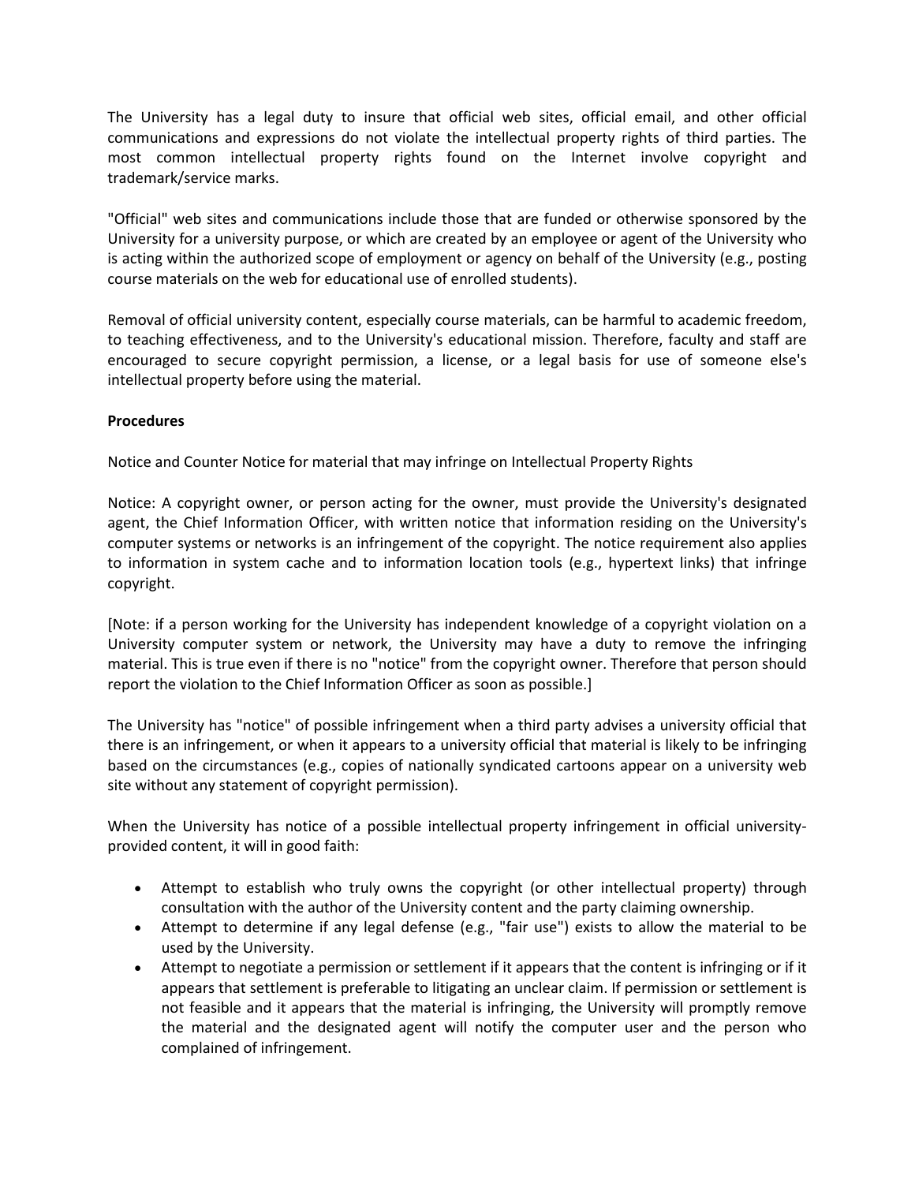The University has a legal duty to insure that official web sites, official email, and other official communications and expressions do not violate the intellectual property rights of third parties. The most common intellectual property rights found on the Internet involve copyright and trademark/service marks.

"Official" web sites and communications include those that are funded or otherwise sponsored by the University for a university purpose, or which are created by an employee or agent of the University who is acting within the authorized scope of employment or agency on behalf of the University (e.g., posting course materials on the web for educational use of enrolled students).

Removal of official university content, especially course materials, can be harmful to academic freedom, to teaching effectiveness, and to the University's educational mission. Therefore, faculty and staff are encouraged to secure copyright permission, a license, or a legal basis for use of someone else's intellectual property before using the material.

**Procedures**

Notice and Counter Notice for material that may infringe on Intellectual Property Rights

Notice: A copyright owner, or person acting for the owner, must provide the University's designated agent, the Chief Information Officer, with written notice that information residing on the University's computer systems or networks is an infringement of the copyright. The notice requirement also applies to information in system cache and to information location tools (e.g., hypertext links) that infringe copyright.

[Note: if a person working for the University has independent knowledge of a copyright violation on a University computer system or network, the University may have a duty to remove the infringing material. This is true even if there is no "notice" from the copyright owner. Therefore that person should report the violation to the Chief Information Officer as soon as possible.]

The University has "notice" of possible infringement when a third party advises a university official that there is an infringement, or when it appears to a university official that material is likely to be infringing based on the circumstances (e.g., copies of nationally syndicated cartoons appear on a university web site without any statement of copyright permission).

When the University has notice of a possible intellectual property infringement in official university-provided content, it will in good faith:

- Attempt to establish who truly owns the copyright (or other intellectual property) through consultation with the author of the University content and the party claiming ownership.
- Attempt to determine if any legal defense (e.g., "fair use") exists to allow the material to be used by the University.
- Attempt to negotiate a permission or settlement if it appears that the content is infringing or if it appears that settlement is preferable to litigating an unclear claim. If permission or settlement is not feasible and it appears that the material is infringing, the University will promptly remove the material and the designated agent will notify the computer user and the person who complained of infringement.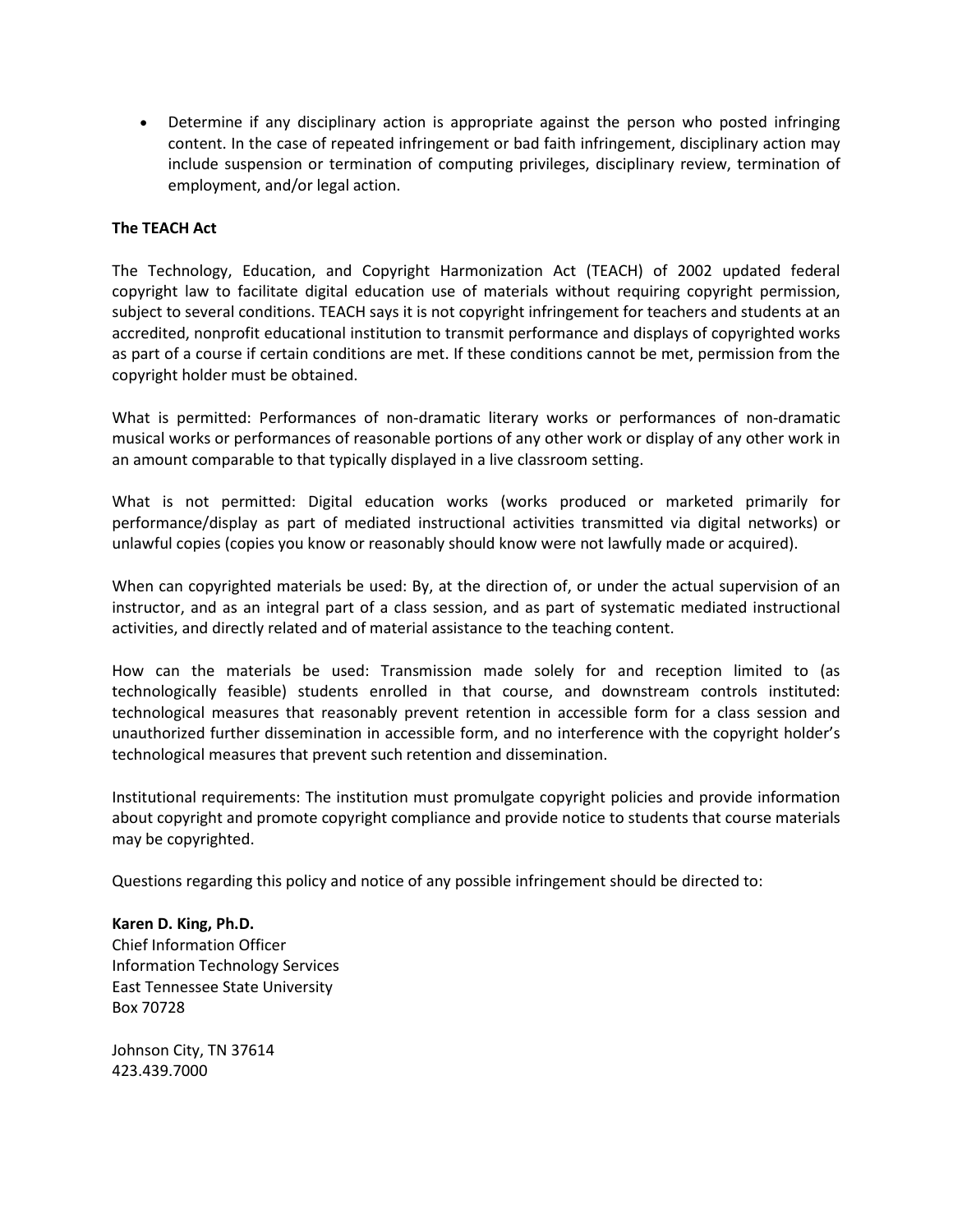- Determine if any disciplinary action is appropriate against the person who posted infringing content. In the case of repeated infringement or bad faith infringement, disciplinary action may include suspension or termination of computing privileges, disciplinary review, termination of employment, and/or legal action.

**The TEACH Act**

The Technology, Education, and Copyright Harmonization Act (TEACH) of 2002 updated federal copyright law to facilitate digital education use of materials without requiring copyright permission, subject to several conditions. TEACH says it is not copyright infringement for teachers and students at an accredited, nonprofit educational institution to transmit performance and displays of copyrighted works as part of a course if certain conditions are met. If these conditions cannot be met, permission from the copyright holder must be obtained.

What is permitted: Performances of non-dramatic literary works or performances of non-dramatic musical works or performances of reasonable portions of any other work or display of any other work in an amount comparable to that typically displayed in a live classroom setting.

What is not permitted: Digital education works (works produced or marketed primarily for performance/display as part of mediated instructional activities transmitted via digital networks) or unlawful copies (copies you know or reasonably should know were not lawfully made or acquired).

When can copyrighted materials be used: By, at the direction of, or under the actual supervision of an instructor, and as an integral part of a class session, and as part of systematic mediated instructional activities, and directly related and of material assistance to the teaching content.

How can the materials be used: Transmission made solely for and reception limited to (as technologically feasible) students enrolled in that course, and downstream controls instituted: technological measures that reasonably prevent retention in accessible form for a class session and unauthorized further dissemination in accessible form, and no interference with the copyright holder's technological measures that prevent such retention and dissemination.

Institutional requirements: The institution must promulgate copyright policies and provide information about copyright and promote copyright compliance and provide notice to students that course materials may be copyrighted.

Questions regarding this policy and notice of any possible infringement should be directed to:

**Karen D. King, Ph.D.**
Chief Information Officer
Information Technology Services
East Tennessee State University
Box 70728

Johnson City, TN 37614
423.439.7000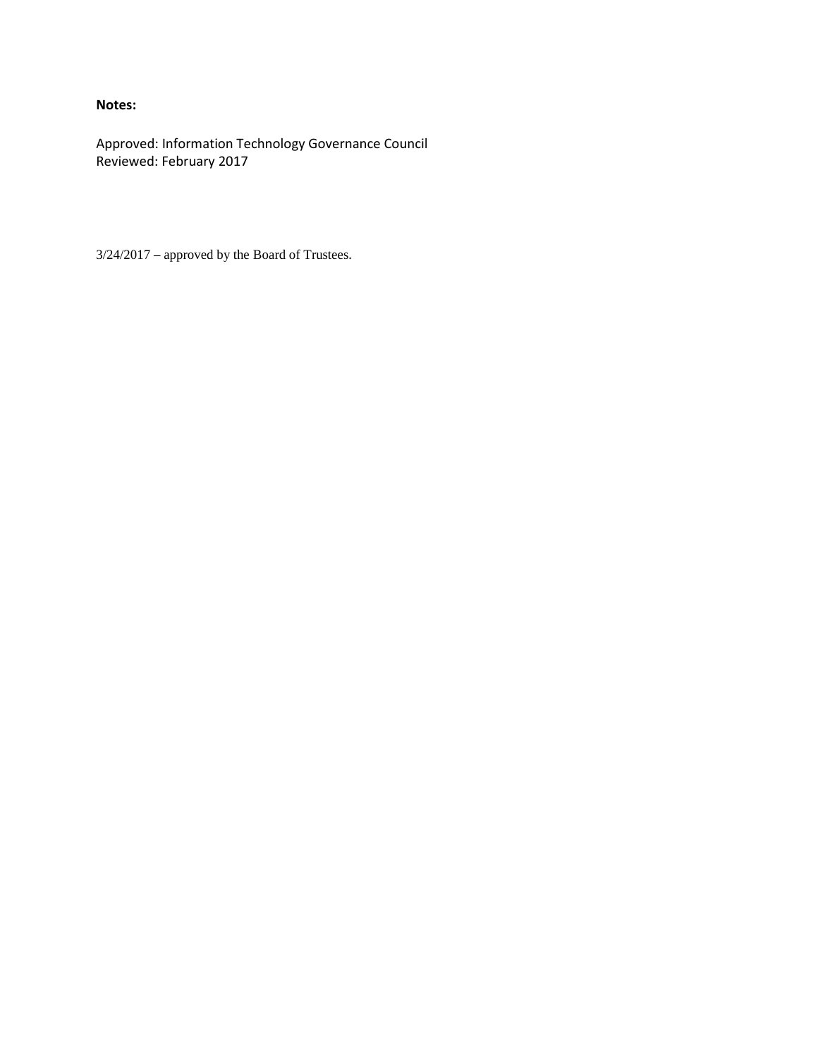**Notes:**

Approved: Information Technology Governance Council
Reviewed: February 2017

3/24/2017 – approved by the Board of Trustees.